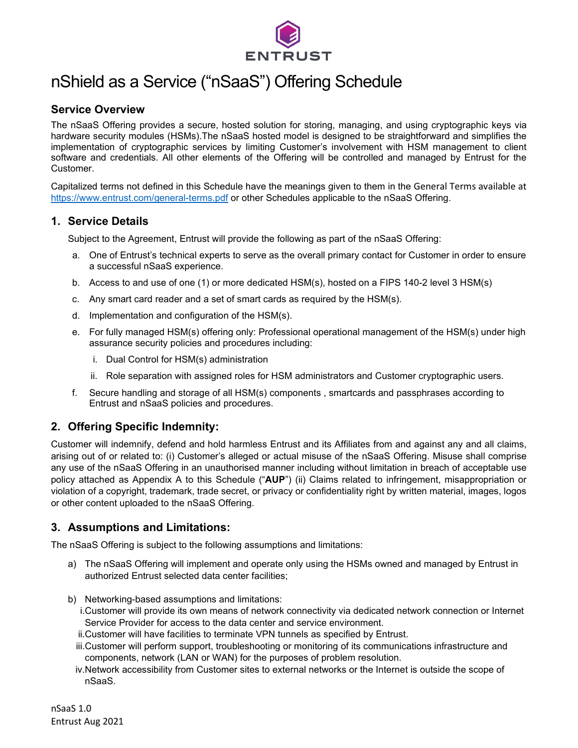ENTRUST

# nShield as a Service ("nSaaS") Offering Schedule

## Service Overview

The nSaaS Offering provides a secure, hosted solution for storing, managing, and using cryptographic keys via hardware security modules (HSMs).The nSaaS hosted model is designed to be straightforward and simplifies the implementation of cryptographic services by limiting Customer's involvement with HSM management to client software and credentials. All other elements of the Offering will be controlled and managed by Entrust for the Customer.

Capitalized terms not defined in this Schedule have the meanings given to them in the General Terms available at https://www.entrust.com/general-terms.pdf or other Schedules applicable to the nSaaS Offering.

## 1. Service Details

Subject to the Agreement, Entrust will provide the following as part of the nSaaS Offering:

a. One of Entrust's technical experts to serve as the overall primary contact for Customer in order to ensure a successful nSaaS experience.

b. Access to and use of one (1) or more dedicated HSM(s), hosted on a FIPS 140-2 level 3 HSM(s)

c. Any smart card reader and a set of smart cards as required by the HSM(s).

d. Implementation and configuration of the HSM(s).

e. For fully managed HSM(s) offering only: Professional operational management of the HSM(s) under high assurance security policies and procedures including:

   i. Dual Control for HSM(s) administration

   ii. Role separation with assigned roles for HSM administrators and Customer cryptographic users.

f. Secure handling and storage of all HSM(s) components , smartcards and passphrases according to Entrust and nSaaS policies and procedures.

## 2. Offering Specific Indemnity:

Customer will indemnify, defend and hold harmless Entrust and its Affiliates from and against any and all claims, arising out of or related to: (i) Customer's alleged or actual misuse of the nSaaS Offering. Misuse shall comprise any use of the nSaaS Offering in an unauthorised manner including without limitation in breach of acceptable use policy attached as Appendix A to this Schedule ("**AUP**") (ii) Claims related to infringement, misappropriation or violation of a copyright, trademark, trade secret, or privacy or confidentiality right by written material, images, logos or other content uploaded to the nSaaS Offering.

## 3. Assumptions and Limitations:

The nSaaS Offering is subject to the following assumptions and limitations:

a) The nSaaS Offering will implement and operate only using the HSMs owned and managed by Entrust in authorized Entrust selected data center facilities;

b) Networking-based assumptions and limitations:

   i. Customer will provide its own means of network connectivity via dedicated network connection or Internet Service Provider for access to the data center and service environment.

   ii. Customer will have facilities to terminate VPN tunnels as specified by Entrust.

   iii. Customer will perform support, troubleshooting or monitoring of its communications infrastructure and components, network (LAN or WAN) for the purposes of problem resolution.

   iv. Network accessibility from Customer sites to external networks or the Internet is outside the scope of nSaaS.

nSaaS 1.0
Entrust Aug 2021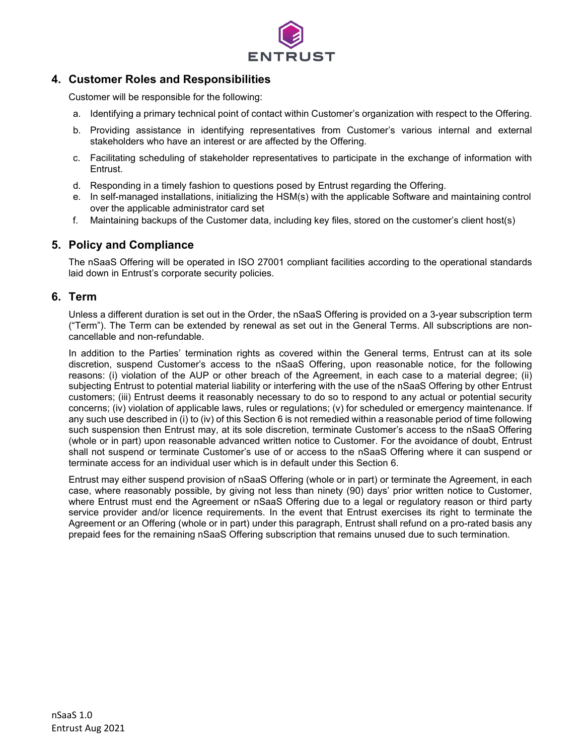## 4. Customer Roles and Responsibilities

Customer will be responsible for the following:

a. Identifying a primary technical point of contact within Customer's organization with respect to the Offering.

b. Providing assistance in identifying representatives from Customer's various internal and external stakeholders who have an interest or are affected by the Offering.

c. Facilitating scheduling of stakeholder representatives to participate in the exchange of information with Entrust.

d. Responding in a timely fashion to questions posed by Entrust regarding the Offering.

e. In self-managed installations, initializing the HSM(s) with the applicable Software and maintaining control over the applicable administrator card set

f. Maintaining backups of the Customer data, including key files, stored on the customer's client host(s)

## 5. Policy and Compliance

The nSaaS Offering will be operated in ISO 27001 compliant facilities according to the operational standards laid down in Entrust's corporate security policies.

## 6. Term

Unless a different duration is set out in the Order, the nSaaS Offering is provided on a 3-year subscription term ("Term"). The Term can be extended by renewal as set out in the General Terms. All subscriptions are non-cancellable and non-refundable.

In addition to the Parties' termination rights as covered within the General terms, Entrust can at its sole discretion, suspend Customer's access to the nSaaS Offering, upon reasonable notice, for the following reasons: (i) violation of the AUP or other breach of the Agreement, in each case to a material degree; (ii) subjecting Entrust to potential material liability or interfering with the use of the nSaaS Offering by other Entrust customers; (iii) Entrust deems it reasonably necessary to do so to respond to any actual or potential security concerns; (iv) violation of applicable laws, rules or regulations; (v) for scheduled or emergency maintenance. If any such use described in (i) to (iv) of this Section 6 is not remedied within a reasonable period of time following such suspension then Entrust may, at its sole discretion, terminate Customer's access to the nSaaS Offering (whole or in part) upon reasonable advanced written notice to Customer. For the avoidance of doubt, Entrust shall not suspend or terminate Customer's use of or access to the nSaaS Offering where it can suspend or terminate access for an individual user which is in default under this Section 6.

Entrust may either suspend provision of nSaaS Offering (whole or in part) or terminate the Agreement, in each case, where reasonably possible, by giving not less than ninety (90) days' prior written notice to Customer, where Entrust must end the Agreement or nSaaS Offering due to a legal or regulatory reason or third party service provider and/or licence requirements. In the event that Entrust exercises its right to terminate the Agreement or an Offering (whole or in part) under this paragraph, Entrust shall refund on a pro-rated basis any prepaid fees for the remaining nSaaS Offering subscription that remains unused due to such termination.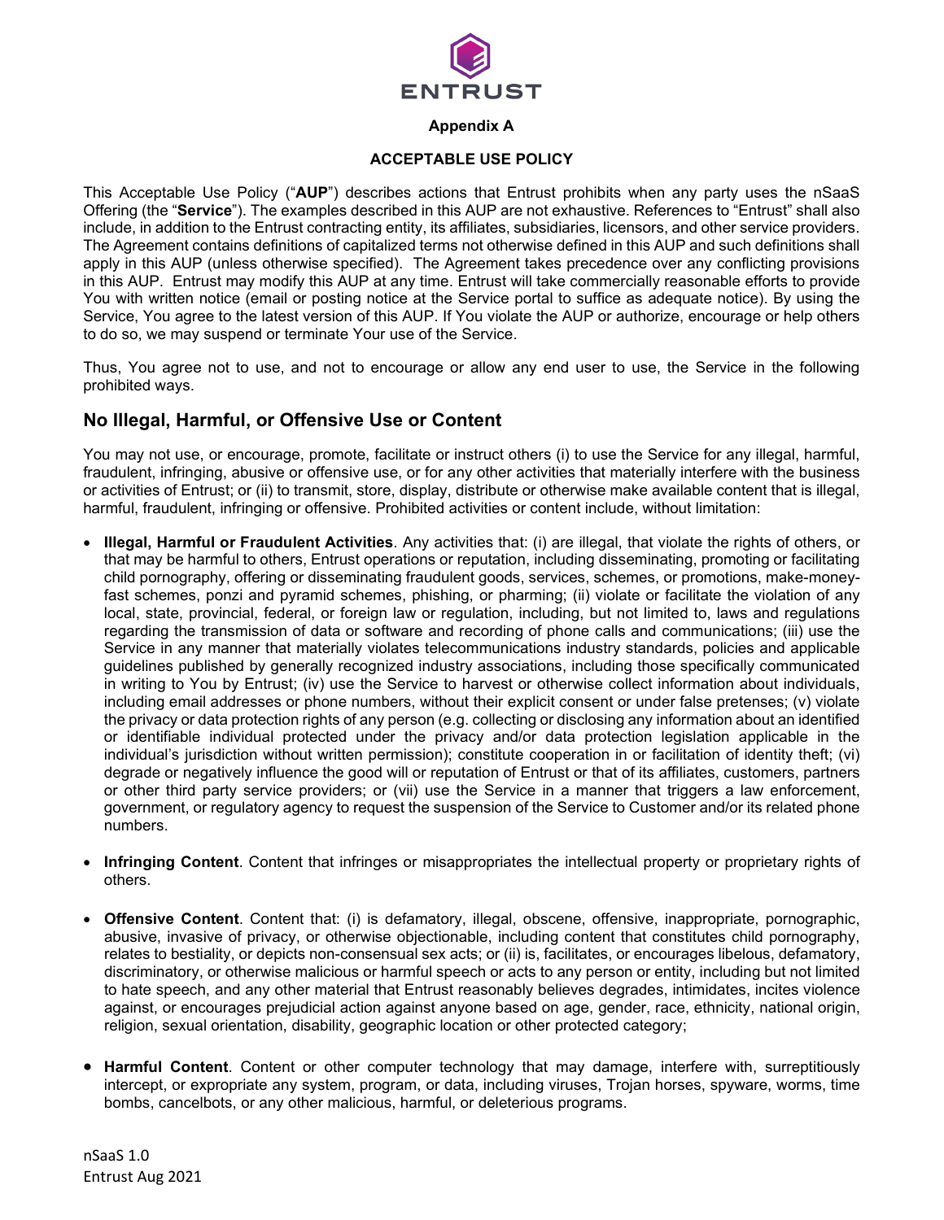**Appendix A**

**ACCEPTABLE USE POLICY**

This Acceptable Use Policy ("**AUP**") describes actions that Entrust prohibits when any party uses the nSaaS Offering (the "**Service**"). The examples described in this AUP are not exhaustive. References to "Entrust" shall also include, in addition to the Entrust contracting entity, its affiliates, subsidiaries, licensors, and other service providers. The Agreement contains definitions of capitalized terms not otherwise defined in this AUP and such definitions shall apply in this AUP (unless otherwise specified). The Agreement takes precedence over any conflicting provisions in this AUP. Entrust may modify this AUP at any time. Entrust will take commercially reasonable efforts to provide You with written notice (email or posting notice at the Service portal to suffice as adequate notice). By using the Service, You agree to the latest version of this AUP. If You violate the AUP or authorize, encourage or help others to do so, we may suspend or terminate Your use of the Service.

Thus, You agree not to use, and not to encourage or allow any end user to use, the Service in the following prohibited ways.

## No Illegal, Harmful, or Offensive Use or Content

You may not use, or encourage, promote, facilitate or instruct others (i) to use the Service for any illegal, harmful, fraudulent, infringing, abusive or offensive use, or for any other activities that materially interfere with the business or activities of Entrust; or (ii) to transmit, store, display, distribute or otherwise make available content that is illegal, harmful, fraudulent, infringing or offensive. Prohibited activities or content include, without limitation:

- **Illegal, Harmful or Fraudulent Activities**. Any activities that: (i) are illegal, that violate the rights of others, or that may be harmful to others, Entrust operations or reputation, including disseminating, promoting or facilitating child pornography, offering or disseminating fraudulent goods, services, schemes, or promotions, make-money-fast schemes, ponzi and pyramid schemes, phishing, or pharming; (ii) violate or facilitate the violation of any local, state, provincial, federal, or foreign law or regulation, including, but not limited to, laws and regulations regarding the transmission of data or software and recording of phone calls and communications; (iii) use the Service in any manner that materially violates telecommunications industry standards, policies and applicable guidelines published by generally recognized industry associations, including those specifically communicated in writing to You by Entrust; (iv) use the Service to harvest or otherwise collect information about individuals, including email addresses or phone numbers, without their explicit consent or under false pretenses; (v) violate the privacy or data protection rights of any person (e.g. collecting or disclosing any information about an identified or identifiable individual protected under the privacy and/or data protection legislation applicable in the individual's jurisdiction without written permission); constitute cooperation in or facilitation of identity theft; (vi) degrade or negatively influence the good will or reputation of Entrust or that of its affiliates, customers, partners or other third party service providers; or (vii) use the Service in a manner that triggers a law enforcement, government, or regulatory agency to request the suspension of the Service to Customer and/or its related phone numbers.

- **Infringing Content**. Content that infringes or misappropriates the intellectual property or proprietary rights of others.

- **Offensive Content**. Content that: (i) is defamatory, illegal, obscene, offensive, inappropriate, pornographic, abusive, invasive of privacy, or otherwise objectionable, including content that constitutes child pornography, relates to bestiality, or depicts non-consensual sex acts; or (ii) is, facilitates, or encourages libelous, defamatory, discriminatory, or otherwise malicious or harmful speech or acts to any person or entity, including but not limited to hate speech, and any other material that Entrust reasonably believes degrades, intimidates, incites violence against, or encourages prejudicial action against anyone based on age, gender, race, ethnicity, national origin, religion, sexual orientation, disability, geographic location or other protected category;

- **Harmful Content**. Content or other computer technology that may damage, interfere with, surreptitiously intercept, or expropriate any system, program, or data, including viruses, Trojan horses, spyware, worms, time bombs, cancelbots, or any other malicious, harmful, or deleterious programs.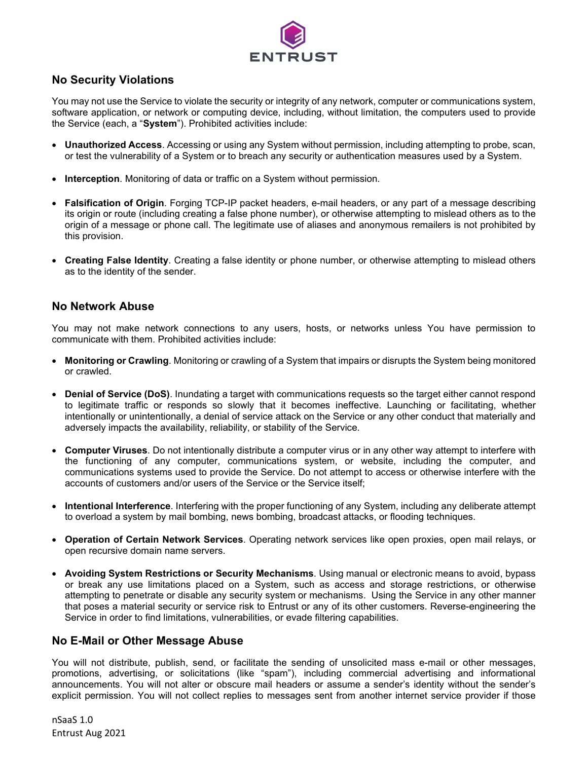## No Security Violations

You may not use the Service to violate the security or integrity of any network, computer or communications system, software application, or network or computing device, including, without limitation, the computers used to provide the Service (each, a "**System**"). Prohibited activities include:

- **Unauthorized Access**. Accessing or using any System without permission, including attempting to probe, scan, or test the vulnerability of a System or to breach any security or authentication measures used by a System.
- **Interception**. Monitoring of data or traffic on a System without permission.
- **Falsification of Origin**. Forging TCP-IP packet headers, e-mail headers, or any part of a message describing its origin or route (including creating a false phone number), or otherwise attempting to mislead others as to the origin of a message or phone call. The legitimate use of aliases and anonymous remailers is not prohibited by this provision.
- **Creating False Identity**. Creating a false identity or phone number, or otherwise attempting to mislead others as to the identity of the sender.

## No Network Abuse

You may not make network connections to any users, hosts, or networks unless You have permission to communicate with them. Prohibited activities include:

- **Monitoring or Crawling**. Monitoring or crawling of a System that impairs or disrupts the System being monitored or crawled.
- **Denial of Service (DoS)**. Inundating a target with communications requests so the target either cannot respond to legitimate traffic or responds so slowly that it becomes ineffective. Launching or facilitating, whether intentionally or unintentionally, a denial of service attack on the Service or any other conduct that materially and adversely impacts the availability, reliability, or stability of the Service.
- **Computer Viruses**. Do not intentionally distribute a computer virus or in any other way attempt to interfere with the functioning of any computer, communications system, or website, including the computer, and communications systems used to provide the Service. Do not attempt to access or otherwise interfere with the accounts of customers and/or users of the Service or the Service itself;
- **Intentional Interference**. Interfering with the proper functioning of any System, including any deliberate attempt to overload a system by mail bombing, news bombing, broadcast attacks, or flooding techniques.
- **Operation of Certain Network Services**. Operating network services like open proxies, open mail relays, or open recursive domain name servers.
- **Avoiding System Restrictions or Security Mechanisms**. Using manual or electronic means to avoid, bypass or break any use limitations placed on a System, such as access and storage restrictions, or otherwise attempting to penetrate or disable any security system or mechanisms. Using the Service in any other manner that poses a material security or service risk to Entrust or any of its other customers. Reverse-engineering the Service in order to find limitations, vulnerabilities, or evade filtering capabilities.

## No E-Mail or Other Message Abuse

You will not distribute, publish, send, or facilitate the sending of unsolicited mass e-mail or other messages, promotions, advertising, or solicitations (like "spam"), including commercial advertising and informational announcements. You will not alter or obscure mail headers or assume a sender's identity without the sender's explicit permission. You will not collect replies to messages sent from another internet service provider if those

nSaaS 1.0
Entrust Aug 2021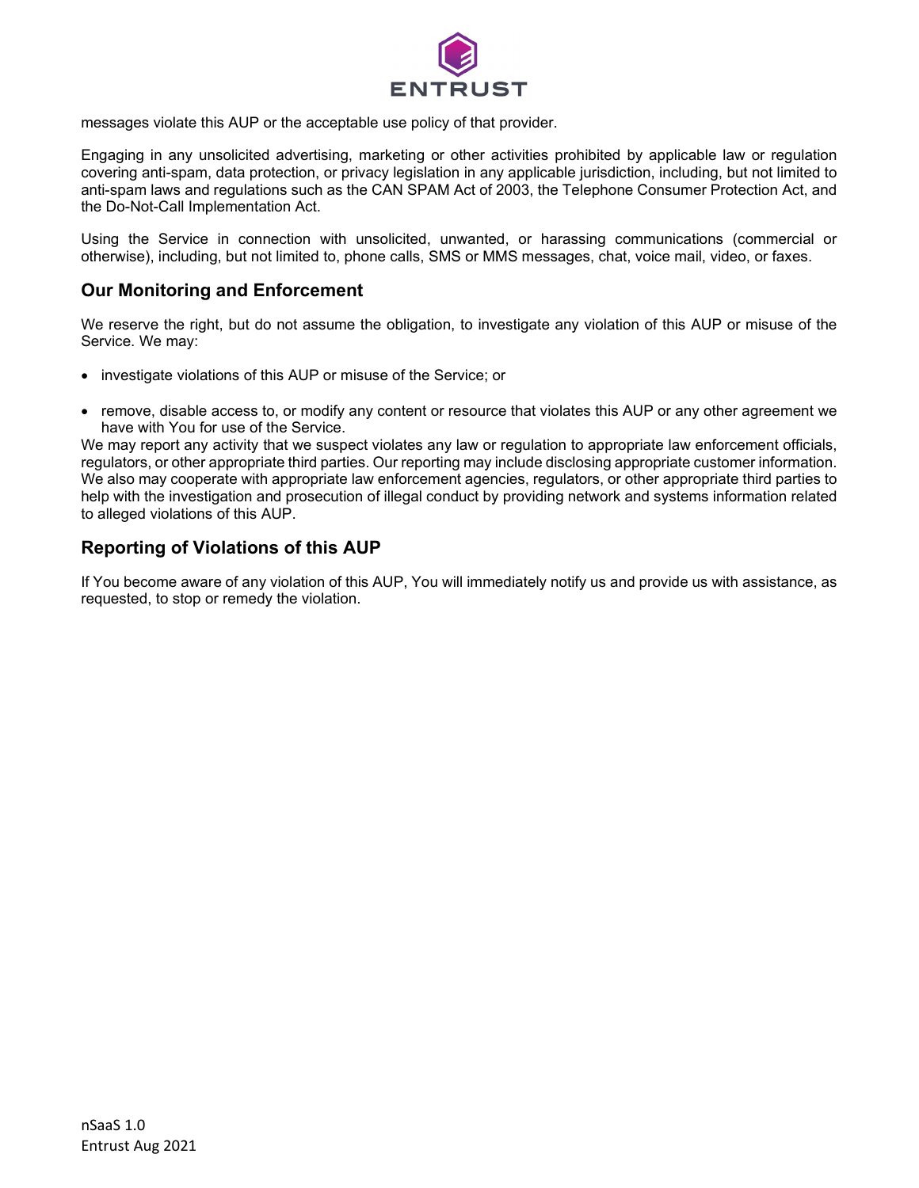messages violate this AUP or the acceptable use policy of that provider.

Engaging in any unsolicited advertising, marketing or other activities prohibited by applicable law or regulation covering anti-spam, data protection, or privacy legislation in any applicable jurisdiction, including, but not limited to anti-spam laws and regulations such as the CAN SPAM Act of 2003, the Telephone Consumer Protection Act, and the Do-Not-Call Implementation Act.

Using the Service in connection with unsolicited, unwanted, or harassing communications (commercial or otherwise), including, but not limited to, phone calls, SMS or MMS messages, chat, voice mail, video, or faxes.

## Our Monitoring and Enforcement

We reserve the right, but do not assume the obligation, to investigate any violation of this AUP or misuse of the Service. We may:

- investigate violations of this AUP or misuse of the Service; or
- remove, disable access to, or modify any content or resource that violates this AUP or any other agreement we have with You for use of the Service.

We may report any activity that we suspect violates any law or regulation to appropriate law enforcement officials, regulators, or other appropriate third parties. Our reporting may include disclosing appropriate customer information. We also may cooperate with appropriate law enforcement agencies, regulators, or other appropriate third parties to help with the investigation and prosecution of illegal conduct by providing network and systems information related to alleged violations of this AUP.

## Reporting of Violations of this AUP

If You become aware of any violation of this AUP, You will immediately notify us and provide us with assistance, as requested, to stop or remedy the violation.